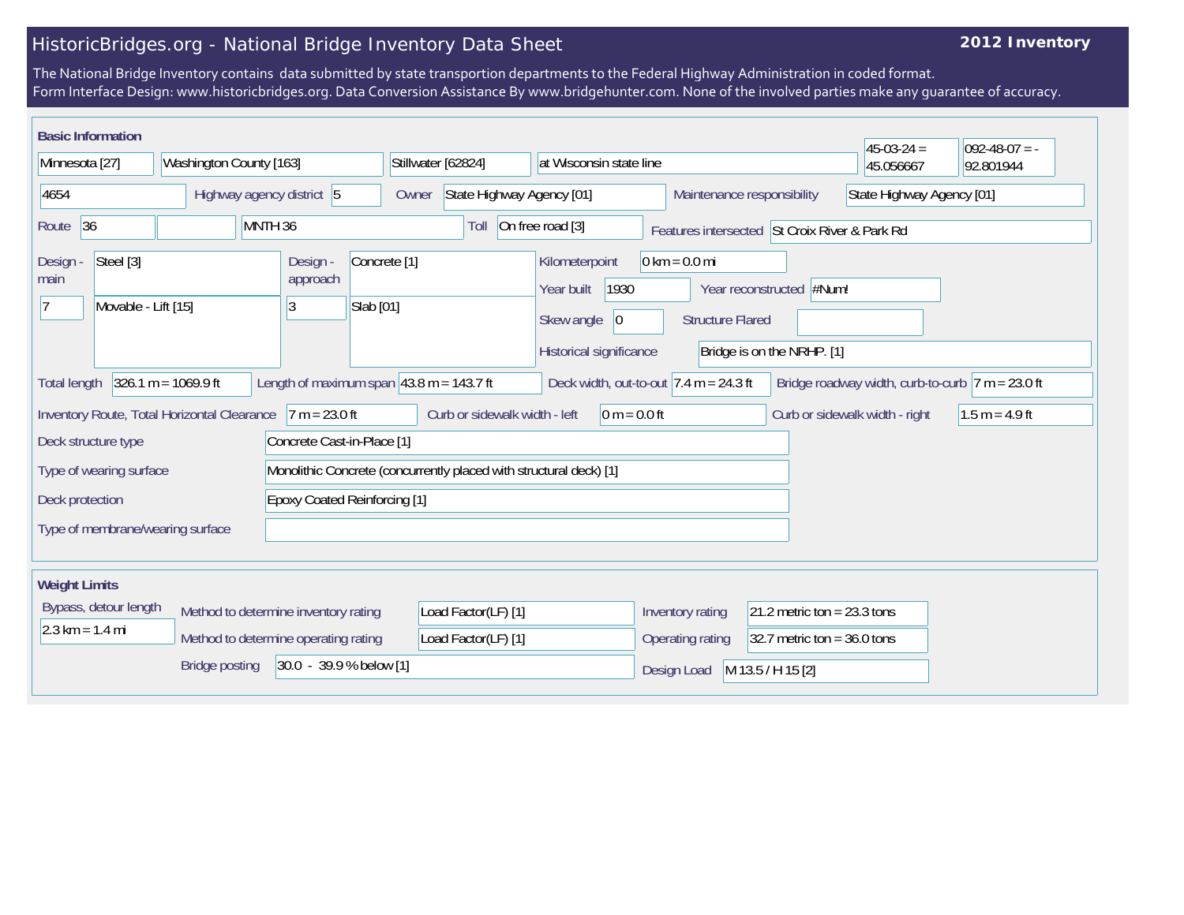# HistoricBridges.org - National Bridge Inventory Data Sheet

**2012 Inventory**

The National Bridge Inventory contains data submitted by state transportion departments to the Federal Highway Administration in coded format.
Form Interface Design: www.historicbridges.org. Data Conversion Assistance By www.bridgehunter.com. None of the involved parties make any guarantee of accuracy.

## Basic Information

| | |
|---|---|
| State | Minnesota [27] |
| County | Washington County [163] |
| Place | Stillwater [62824] |
| Location | at Wisconsin state line |
| Latitude | 45-03-24 = 45.056667 |
| Longitude | 092-48-07 = -92.801944 |
| Structure number | 4654 |
| Highway agency district | 5 |
| Owner | State Highway Agency [01] |
| Maintenance responsibility | State Highway Agency [01] |
| Route | 36 |
| Route name | MNTH 36 |
| Toll | On free road [3] |
| Features intersected | St Croix River & Park Rd |
| Design - main | Steel [3] |
| | 7 — Movable - Lift [15] |
| Design - approach | Concrete [1] |
| | 3 — Slab [01] |
| Kilometerpoint | 0 km = 0.0 mi |
| Year built | 1930 |
| Year reconstructed | #Num! |
| Skew angle | 0 |
| Structure Flared | |
| Historical significance | Bridge is on the NRHP. [1] |
| Total length | 326.1 m = 1069.9 ft |
| Length of maximum span | 43.8 m = 143.7 ft |
| Deck width, out-to-out | 7.4 m = 24.3 ft |
| Bridge roadway width, curb-to-curb | 7 m = 23.0 ft |
| Inventory Route, Total Horizontal Clearance | 7 m = 23.0 ft |
| Curb or sidewalk width - left | 0 m = 0.0 ft |
| Curb or sidewalk width - right | 1.5 m = 4.9 ft |
| Deck structure type | Concrete Cast-in-Place [1] |
| Type of wearing surface | Monolithic Concrete (concurrently placed with structural deck) [1] |
| Deck protection | Epoxy Coated Reinforcing [1] |
| Type of membrane/wearing surface | |

## Weight Limits

| | |
|---|---|
| Bypass, detour length | 2.3 km = 1.4 mi |
| Method to determine inventory rating | Load Factor(LF) [1] |
| Method to determine operating rating | Load Factor(LF) [1] |
| Bridge posting | 30.0 - 39.9 % below [1] |
| Inventory rating | 21.2 metric ton = 23.3 tons |
| Operating rating | 32.7 metric ton = 36.0 tons |
| Design Load | M 13.5 / H 15 [2] |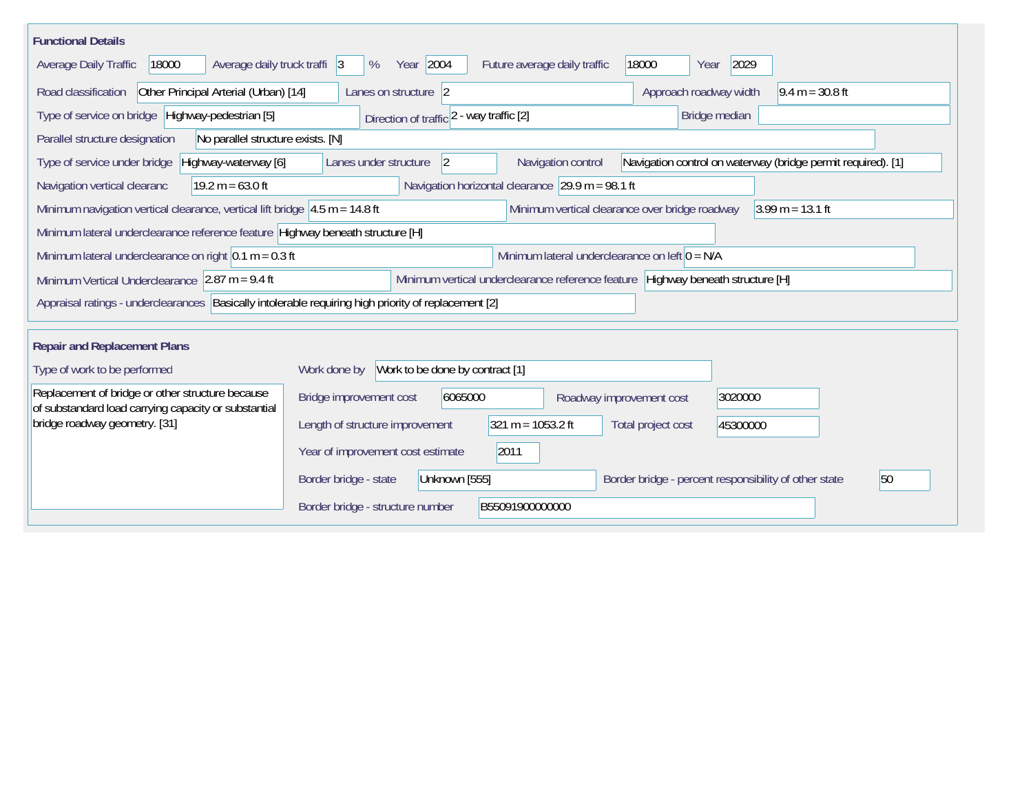## Functional Details

Average Daily Traffic: 18000

Average daily truck traffi: 3 %

Year: 2004

Future average daily traffic: 18000

Year: 2029

Road classification: Other Principal Arterial (Urban) [14]

Lanes on structure: 2

Approach roadway width: 9.4 m = 30.8 ft

Type of service on bridge: Highway-pedestrian [5]

Direction of traffic: 2 - way traffic [2]

Bridge median:

Parallel structure designation: No parallel structure exists. [N]

Type of service under bridge: Highway-waterway [6]

Lanes under structure: 2

Navigation control: Navigation control on waterway (bridge permit required). [1]

Navigation vertical clearanc: 19.2 m = 63.0 ft

Navigation horizontal clearance: 29.9 m = 98.1 ft

Minimum navigation vertical clearance, vertical lift bridge: 4.5 m = 14.8 ft

Minimum vertical clearance over bridge roadway: 3.99 m = 13.1 ft

Minimum lateral underclearance reference feature: Highway beneath structure [H]

Minimum lateral underclearance on right: 0.1 m = 0.3 ft

Minimum lateral underclearance on left: 0 = N/A

Minimum Vertical Underclearance: 2.87 m = 9.4 ft

Minimum vertical underclearance reference feature: Highway beneath structure [H]

Appraisal ratings - underclearances: Basically intolerable requiring high priority of replacement [2]

## Repair and Replacement Plans

Type of work to be performed: Replacement of bridge or other structure because of substandard load carrying capacity or substantial bridge roadway geometry. [31]

Work done by: Work to be done by contract [1]

Bridge improvement cost: 6065000

Roadway improvement cost: 3020000

Length of structure improvement: 321 m = 1053.2 ft

Total project cost: 45300000

Year of improvement cost estimate: 2011

Border bridge - state: Unknown [555]

Border bridge - percent responsibility of other state: 50

Border bridge - structure number: B55091900000000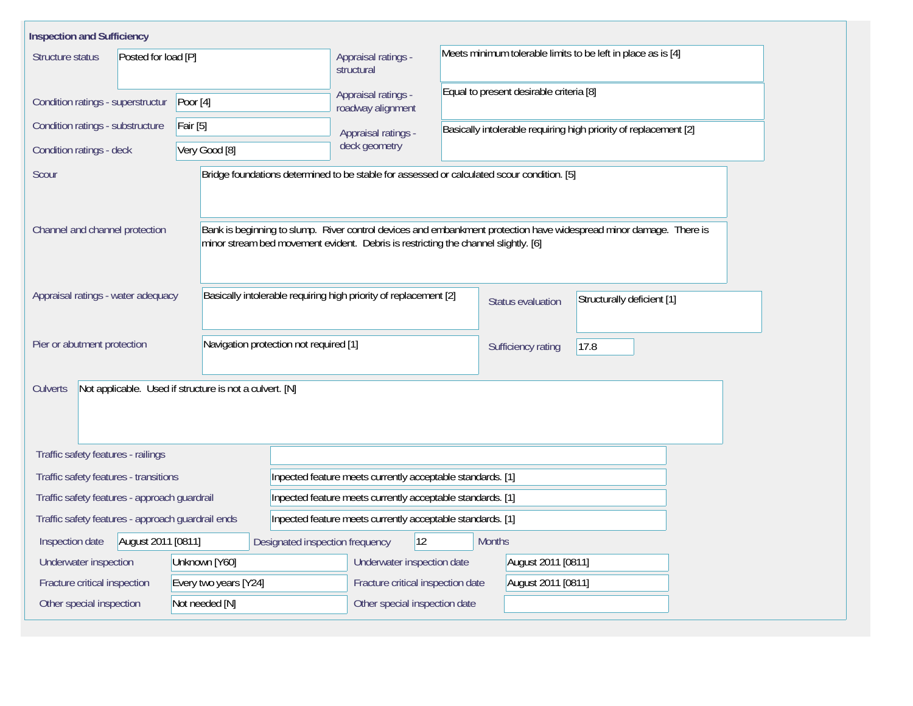## Inspection and Sufficiency

| | |
|---|---|
| Structure status | Posted for load [P] |
| Condition ratings - superstructur | Poor [4] |
| Condition ratings - substructure | Fair [5] |
| Condition ratings - deck | Very Good [8] |
| Appraisal ratings - structural | Meets minimum tolerable limits to be left in place as is [4] |
| Appraisal ratings - roadway alignment | Equal to present desirable criteria [8] |
| Appraisal ratings - deck geometry | Basically intolerable requiring high priority of replacement [2] |
| Scour | Bridge foundations determined to be stable for assessed or calculated scour condition. [5] |
| Channel and channel protection | Bank is beginning to slump. River control devices and embankment protection have widespread minor damage. There is minor stream bed movement evident. Debris is restricting the channel slightly. [6] |
| Appraisal ratings - water adequacy | Basically intolerable requiring high priority of replacement [2] |
| Status evaluation | Structurally deficient [1] |
| Pier or abutment protection | Navigation protection not required [1] |
| Sufficiency rating | 17.8 |
| Culverts | Not applicable. Used if structure is not a culvert. [N] |
| Traffic safety features - railings | |
| Traffic safety features - transitions | Inpected feature meets currently acceptable standards. [1] |
| Traffic safety features - approach guardrail | Inpected feature meets currently acceptable standards. [1] |
| Traffic safety features - approach guardrail ends | Inpected feature meets currently acceptable standards. [1] |
| Inspection date | August 2011 [0811] |
| Designated inspection frequency | 12 Months |
| Underwater inspection | Unknown [Y60] |
| Underwater inspection date | August 2011 [0811] |
| Fracture critical inspection | Every two years [Y24] |
| Fracture critical inspection date | August 2011 [0811] |
| Other special inspection | Not needed [N] |
| Other special inspection date | |